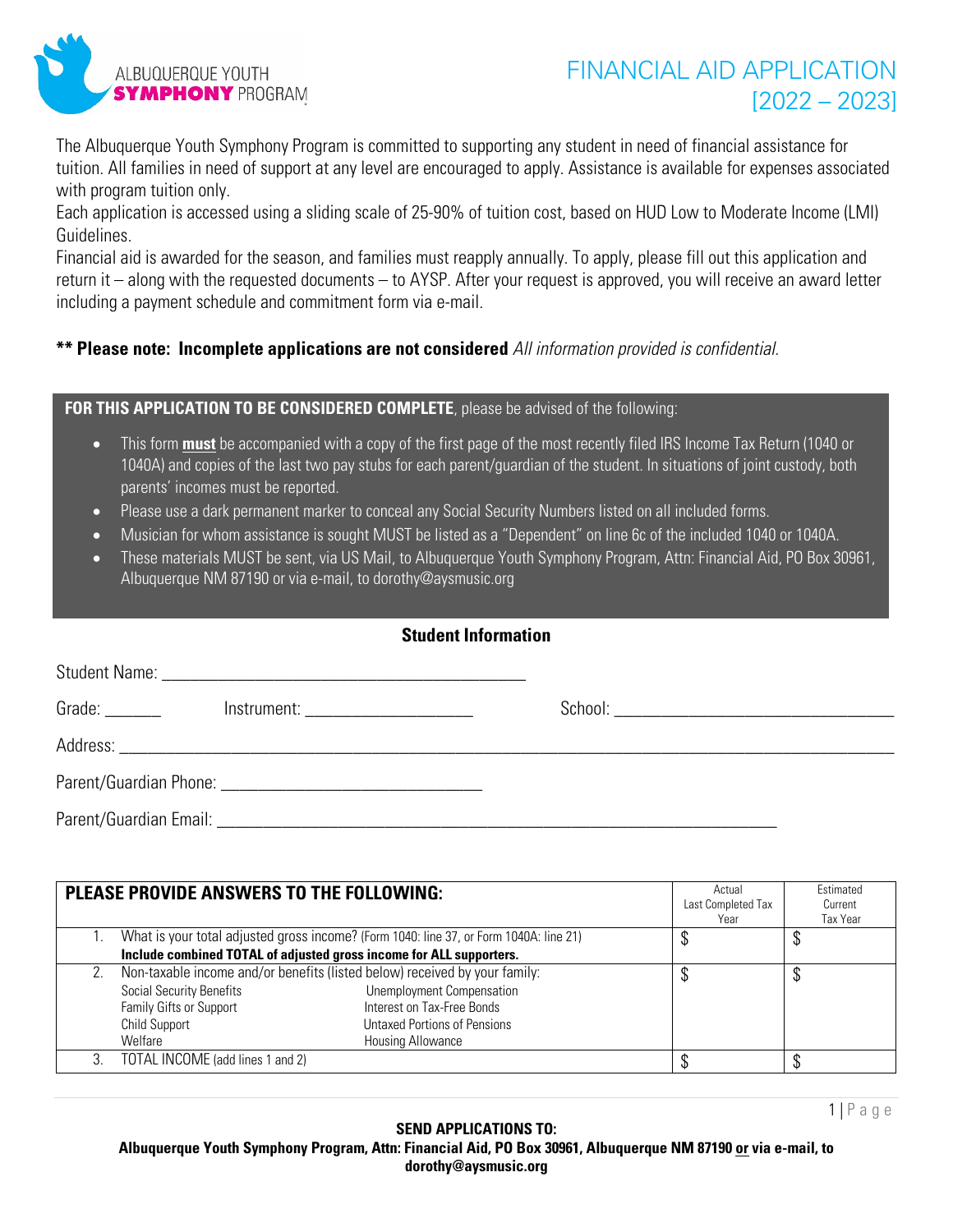ALBUQUERQUE YOUTH **SYMPHONY** PROGRAM

# FINANCIAL AID APPLICATION [2022 – 2023]

The Albuquerque Youth Symphony Program is committed to supporting any student in need of financial assistance for tuition. All families in need of support at any level are encouraged to apply. Assistance is available for expenses associated with program tuition only.

Each application is accessed using a sliding scale of 25-90% of tuition cost, based on HUD Low to Moderate Income (LMI) Guidelines.

Financial aid is awarded for the season, and families must reapply annually. To apply, please fill out this application and return it – along with the requested documents – to AYSP. After your request is approved, you will receive an award letter including a payment schedule and commitment form via e-mail.

**\*\* Please note: Incomplete applications are not considered** *All information provided is confidential.*

**FOR THIS APPLICATION TO BE CONSIDERED COMPLETE**, please be advised of the following:

- This form **must** be accompanied with a copy of the first page of the most recently filed IRS Income Tax Return (1040 or 1040A) and copies of the last two pay stubs for each parent/guardian of the student. In situations of joint custody, both parents' incomes must be reported.
- Please use a dark permanent marker to conceal any Social Security Numbers listed on all included forms.
- Musician for whom assistance is sought MUST be listed as a "Dependent" on line 6c of the included 1040 or 1040A.
- These materials MUST be sent, via US Mail, to Albuquerque Youth Symphony Program, Attn: Financial Aid, PO Box 30961, Albuquerque NM 87190 or via e-mail, to dorothy@aysmusic.org

## Student Information

Student Name: ________________________________________

Grade: ______ Instrument: ____________________ School: ________________________________

Address: ______________________________________________________________________________

Parent/Guardian Phone: ______________________________

Parent/Guardian Email: ____________________________________________________________

| | PLEASE PROVIDE ANSWERS TO THE FOLLOWING: | Actual Last Completed Tax Year | Estimated Current Tax Year |
|---|---|---|---|
| 1. | What is your total adjusted gross income? (Form 1040: line 37, or Form 1040A: line 21) **Include combined TOTAL of adjusted gross income for ALL supporters.** | $ | $ |
| 2. | Non-taxable income and/or benefits (listed below) received by your family: Social Security Benefits, Unemployment Compensation, Family Gifts or Support, Interest on Tax-Free Bonds, Child Support, Untaxed Portions of Pensions, Welfare, Housing Allowance | $ | $ |
| 3. | TOTAL INCOME (add lines 1 and 2) | $ | $ |

**SEND APPLICATIONS TO:**
**Albuquerque Youth Symphony Program, Attn: Financial Aid, PO Box 30961, Albuquerque NM 87190 or via e-mail, to dorothy@aysmusic.org**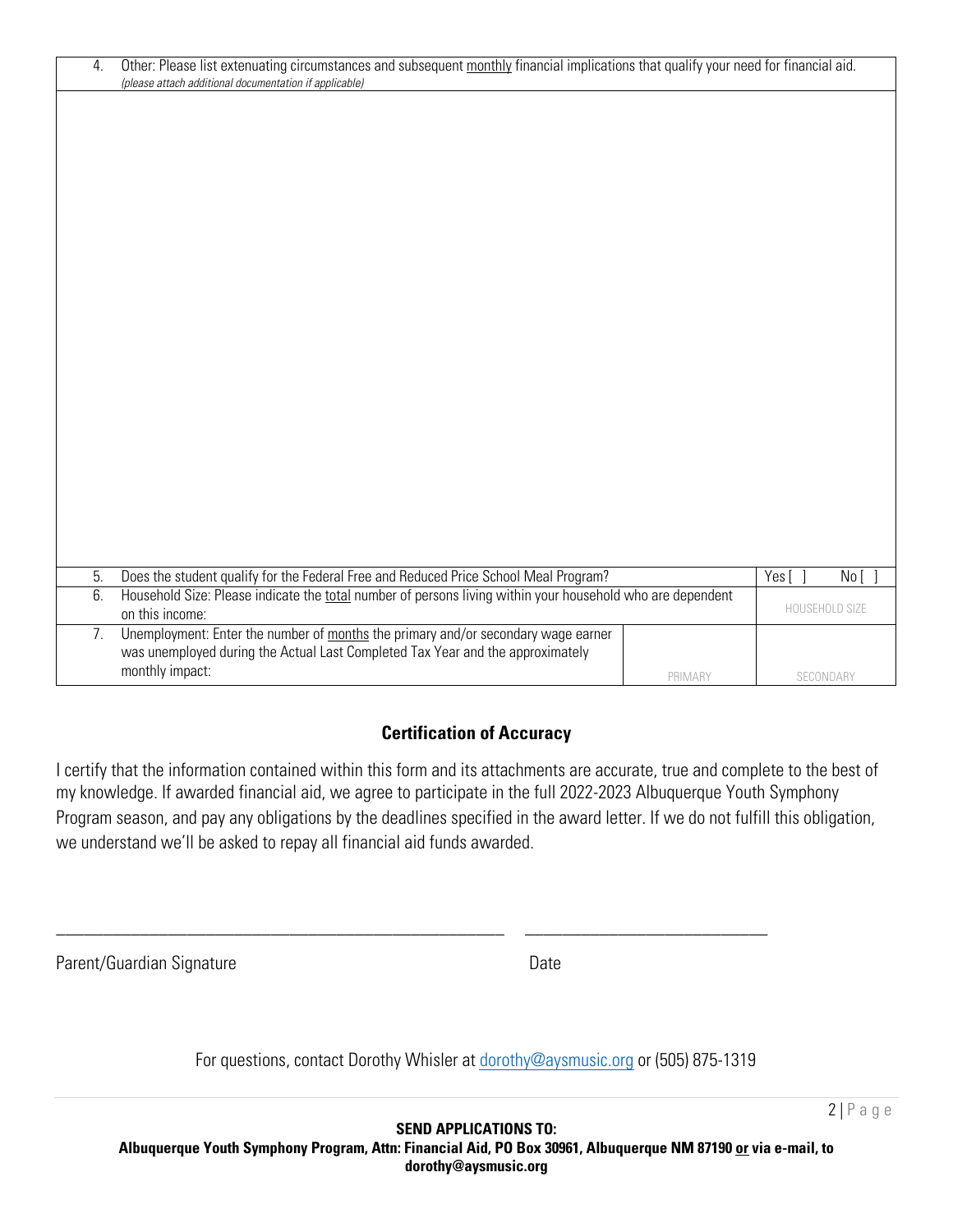| | | | |
|---|---|---|---|
| 4. | Other: Please list extenuating circumstances and subsequent monthly financial implications that qualify your need for financial aid. *(please attach additional documentation if applicable)* | | |
| | | | |
| 5. | Does the student qualify for the Federal Free and Reduced Price School Meal Program? | | Yes [ ] No [ ] |
| 6. | Household Size: Please indicate the total number of persons living within your household who are dependent on this income: | | HOUSEHOLD SIZE |
| 7. | Unemployment: Enter the number of months the primary and/or secondary wage earner was unemployed during the Actual Last Completed Tax Year and the approximately monthly impact: | PRIMARY | SECONDARY |

## Certification of Accuracy

I certify that the information contained within this form and its attachments are accurate, true and complete to the best of my knowledge. If awarded financial aid, we agree to participate in the full 2022-2023 Albuquerque Youth Symphony Program season, and pay any obligations by the deadlines specified in the award letter. If we do not fulfill this obligation, we understand we'll be asked to repay all financial aid funds awarded.

_______________________________________________ _________________________

Parent/Guardian Signature Date

For questions, contact Dorothy Whisler at dorothy@aysmusic.org or (505) 875-1319

**SEND APPLICATIONS TO:**
**Albuquerque Youth Symphony Program, Attn: Financial Aid, PO Box 30961, Albuquerque NM 87190 or via e-mail, to dorothy@aysmusic.org**